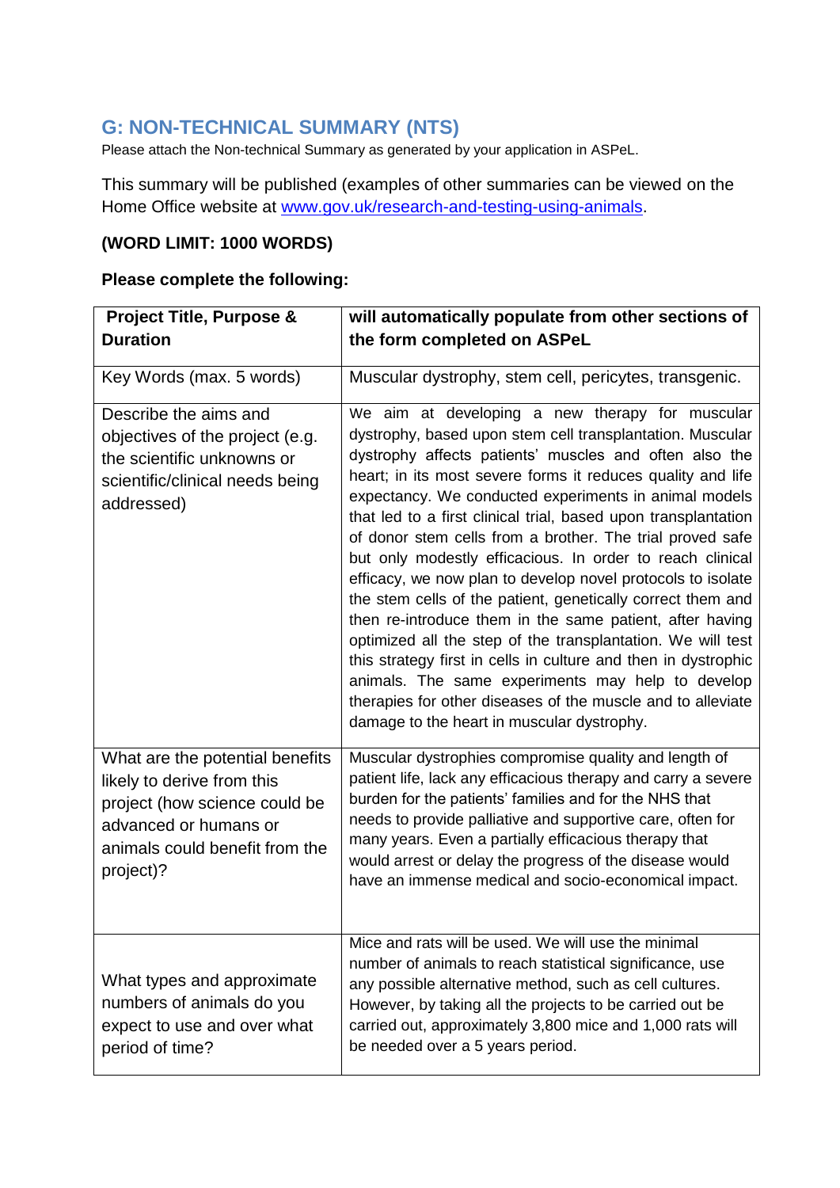## G: NON-TECHNICAL SUMMARY (NTS)

Please attach the Non-technical Summary as generated by your application in ASPeL.

This summary will be published (examples of other summaries can be viewed on the Home Office website at www.gov.uk/research-and-testing-using-animals.

**(WORD LIMIT: 1000 WORDS)**

**Please complete the following:**

| **Project Title, Purpose & Duration** | **will automatically populate from other sections of the form completed on ASPeL** |
|---|---|
| Key Words (max. 5 words) | Muscular dystrophy, stem cell, pericytes, transgenic. |
| Describe the aims and objectives of the project (e.g. the scientific unknowns or scientific/clinical needs being addressed) | We aim at developing a new therapy for muscular dystrophy, based upon stem cell transplantation. Muscular dystrophy affects patients' muscles and often also the heart; in its most severe forms it reduces quality and life expectancy. We conducted experiments in animal models that led to a first clinical trial, based upon transplantation of donor stem cells from a brother. The trial proved safe but only modestly efficacious. In order to reach clinical efficacy, we now plan to develop novel protocols to isolate the stem cells of the patient, genetically correct them and then re-introduce them in the same patient, after having optimized all the step of the transplantation. We will test this strategy first in cells in culture and then in dystrophic animals. The same experiments may help to develop therapies for other diseases of the muscle and to alleviate damage to the heart in muscular dystrophy. |
| What are the potential benefits likely to derive from this project (how science could be advanced or humans or animals could benefit from the project)? | Muscular dystrophies compromise quality and length of patient life, lack any efficacious therapy and carry a severe burden for the patients' families and for the NHS that needs to provide palliative and supportive care, often for many years. Even a partially efficacious therapy that would arrest or delay the progress of the disease would have an immense medical and socio-economical impact. |
| What types and approximate numbers of animals do you expect to use and over what period of time? | Mice and rats will be used. We will use the minimal number of animals to reach statistical significance, use any possible alternative method, such as cell cultures. However, by taking all the projects to be carried out be carried out, approximately 3,800 mice and 1,000 rats will be needed over a 5 years period. |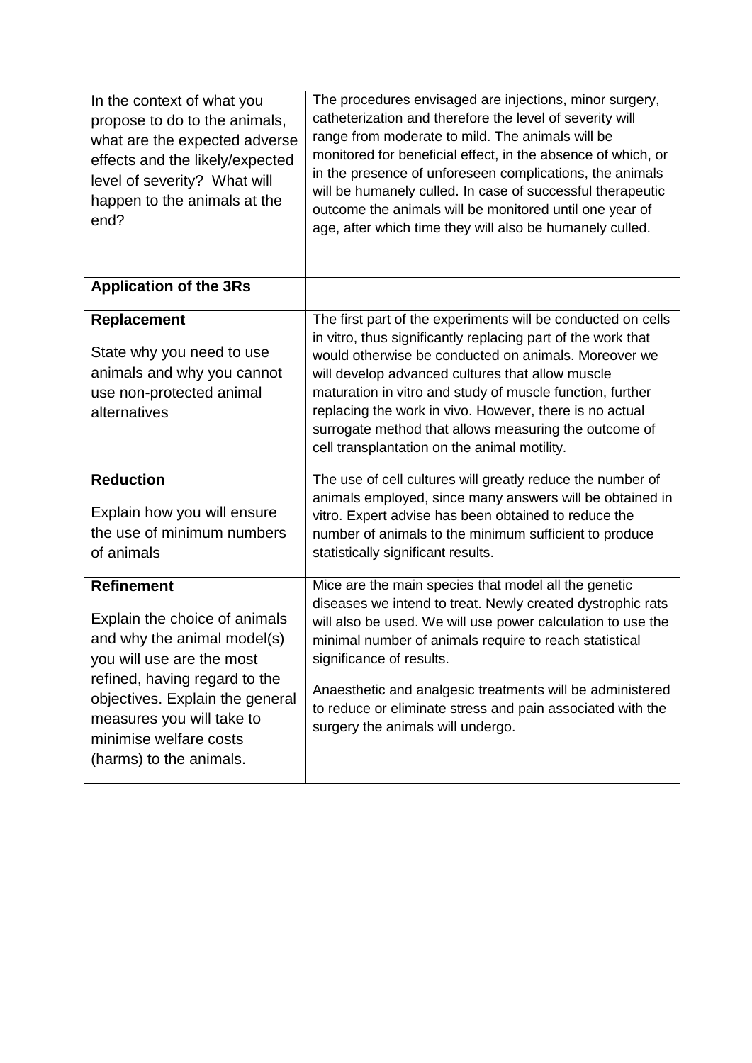| | |
|---|---|
| In the context of what you propose to do to the animals, what are the expected adverse effects and the likely/expected level of severity? What will happen to the animals at the end? | The procedures envisaged are injections, minor surgery, catheterization and therefore the level of severity will range from moderate to mild. The animals will be monitored for beneficial effect, in the absence of which, or in the presence of unforeseen complications, the animals will be humanely culled. In case of successful therapeutic outcome the animals will be monitored until one year of age, after which time they will also be humanely culled. |
| **Application of the 3Rs** | |
| **Replacement**<br><br>State why you need to use animals and why you cannot use non-protected animal alternatives | The first part of the experiments will be conducted on cells in vitro, thus significantly replacing part of the work that would otherwise be conducted on animals. Moreover we will develop advanced cultures that allow muscle maturation in vitro and study of muscle function, further replacing the work in vivo. However, there is no actual surrogate method that allows measuring the outcome of cell transplantation on the animal motility. |
| **Reduction**<br><br>Explain how you will ensure the use of minimum numbers of animals | The use of cell cultures will greatly reduce the number of animals employed, since many answers will be obtained in vitro. Expert advise has been obtained to reduce the number of animals to the minimum sufficient to produce statistically significant results. |
| **Refinement**<br><br>Explain the choice of animals and why the animal model(s) you will use are the most refined, having regard to the objectives. Explain the general measures you will take to minimise welfare costs (harms) to the animals. | Mice are the main species that model all the genetic diseases we intend to treat. Newly created dystrophic rats will also be used. We will use power calculation to use the minimal number of animals require to reach statistical significance of results.<br><br>Anaesthetic and analgesic treatments will be administered to reduce or eliminate stress and pain associated with the surgery the animals will undergo. |